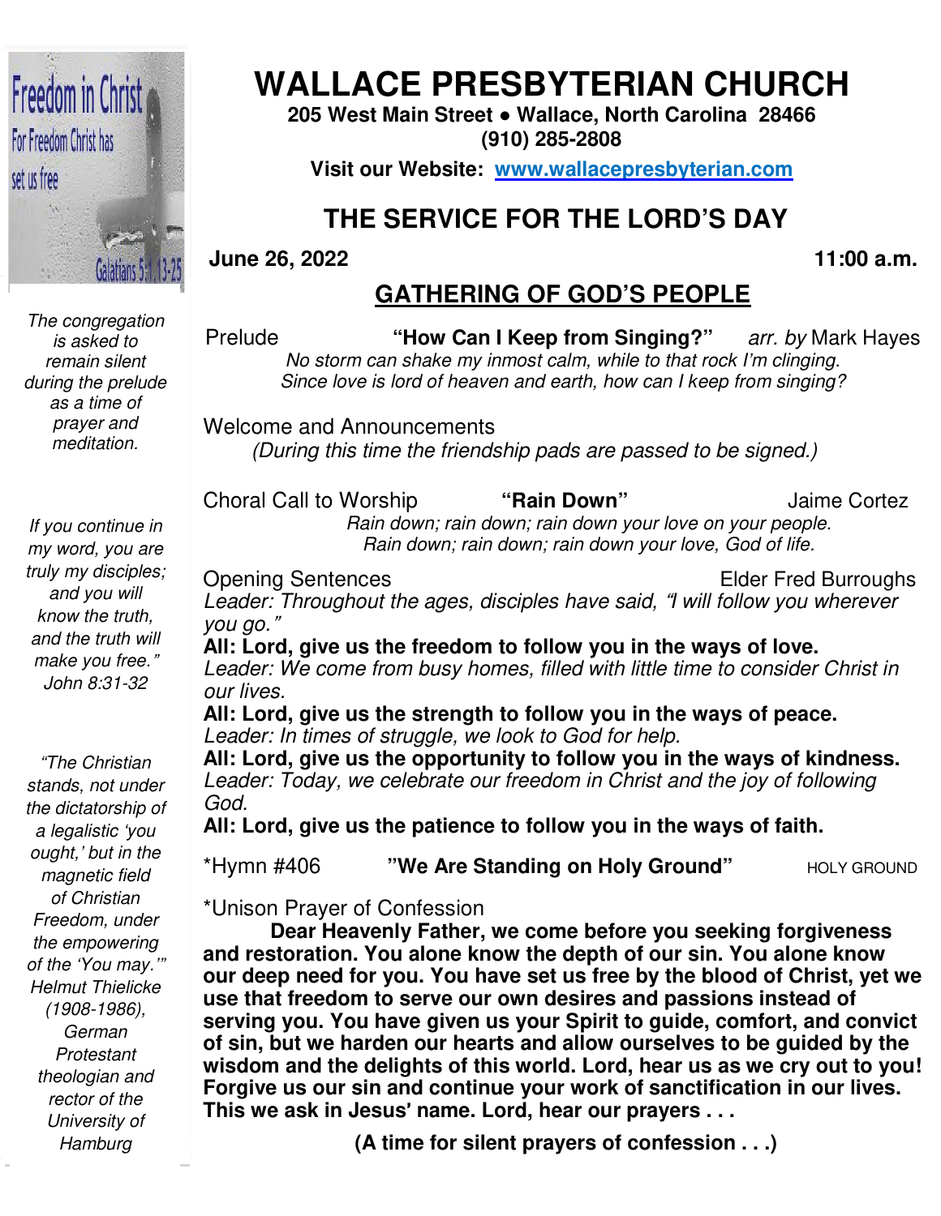# WALLACE PRESBYTERIAN CHURCH

**205 West Main Street ● Wallace, North Carolina 28466**
**(910) 285-2808**

**Visit our Website: [www.wallacepresbyterian.com](http://www.wallacepresbyterian.com)**

## THE SERVICE FOR THE LORD'S DAY

**June 26, 2022** **11:00 a.m.**

### GATHERING OF GOD'S PEOPLE

*The congregation is asked to remain silent during the prelude as a time of prayer and meditation.*

Prelude **"How Can I Keep from Singing?"** *arr. by* Mark Hayes

*No storm can shake my inmost calm, while to that rock I'm clinging.*
*Since love is lord of heaven and earth, how can I keep from singing?*

Welcome and Announcements
*(During this time the friendship pads are passed to be signed.)*

Choral Call to Worship **"Rain Down"** Jaime Cortez

*Rain down; rain down; rain down your love on your people.*
*Rain down; rain down; rain down your love, God of life.*

Opening Sentences Elder Fred Burroughs

*Leader: Throughout the ages, disciples have said, "I will follow you wherever you go."*
**All: Lord, give us the freedom to follow you in the ways of love.**
*Leader: We come from busy homes, filled with little time to consider Christ in our lives.*
**All: Lord, give us the strength to follow you in the ways of peace.**
*Leader: In times of struggle, we look to God for help.*
**All: Lord, give us the opportunity to follow you in the ways of kindness.**
*Leader: Today, we celebrate our freedom in Christ and the joy of following God.*
**All: Lord, give us the patience to follow you in the ways of faith.**

\*Hymn #406 **"We Are Standing on Holy Ground"** HOLY GROUND

\*Unison Prayer of Confession

**Dear Heavenly Father, we come before you seeking forgiveness and restoration. You alone know the depth of our sin. You alone know our deep need for you. You have set us free by the blood of Christ, yet we use that freedom to serve our own desires and passions instead of serving you. You have given us your Spirit to guide, comfort, and convict of sin, but we harden our hearts and allow ourselves to be guided by the wisdom and the delights of this world. Lord, hear us as we cry out to you! Forgive us our sin and continue your work of sanctification in our lives. This we ask in Jesus' name. Lord, hear our prayers . . .**

**(A time for silent prayers of confession . . .)**

*If you continue in my word, you are truly my disciples; and you will know the truth, and the truth will make you free." John 8:31-32*

*"The Christian stands, not under the dictatorship of a legalistic 'you ought,' but in the magnetic field of Christian Freedom, under the empowering of the 'You may.'" Helmut Thielicke (1908-1986), German Protestant theologian and rector of the University of Hamburg*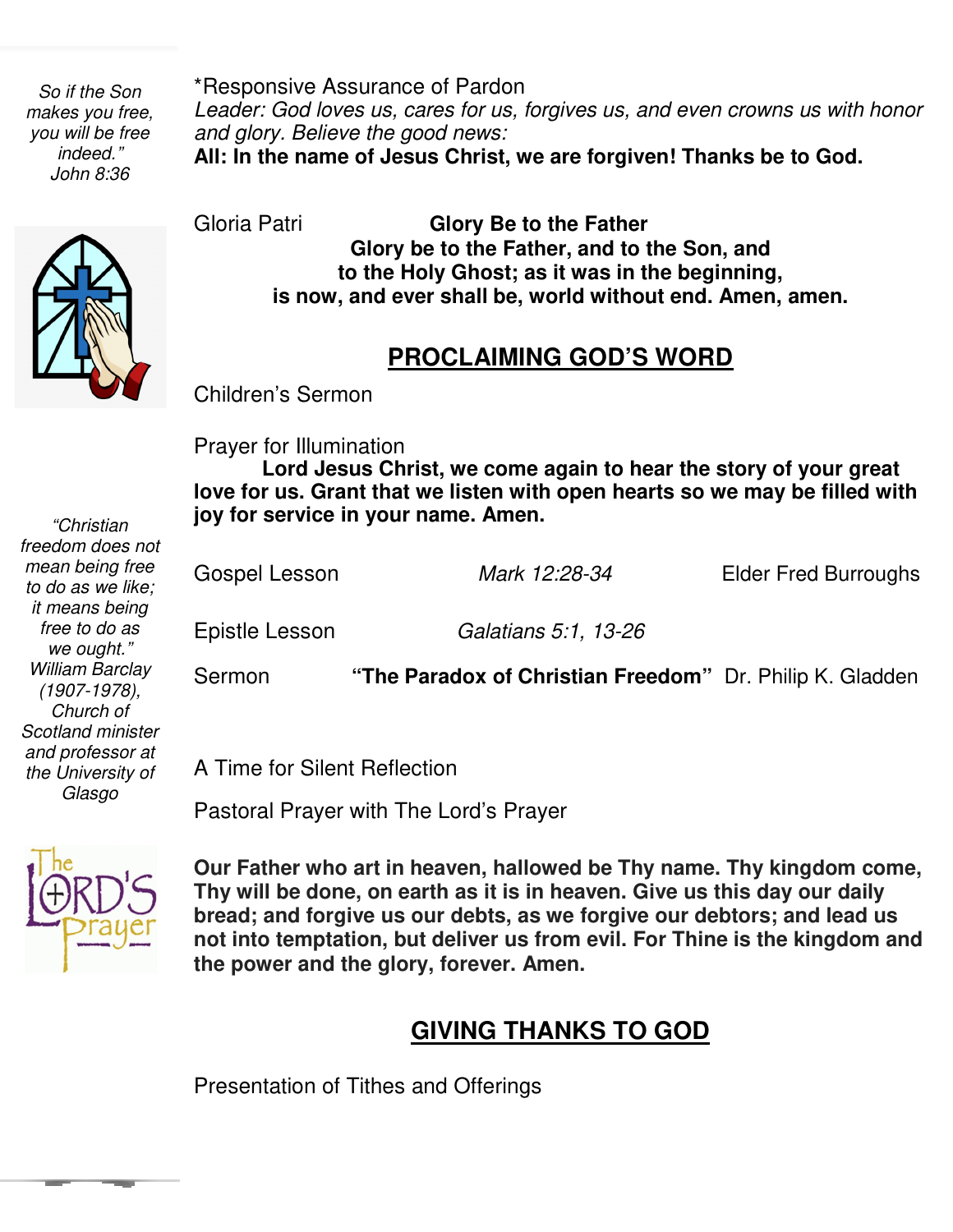*So if the Son makes you free, you will be free indeed."*
*John 8:36*

*Responsive Assurance of Pardon
*Leader: God loves us, cares for us, forgives us, and even crowns us with honor and glory. Believe the good news:*
**All: In the name of Jesus Christ, we are forgiven! Thanks be to God.**

Gloria Patri **Glory Be to the Father**

**Glory be to the Father, and to the Son, and**
**to the Holy Ghost; as it was in the beginning,**
**is now, and ever shall be, world without end. Amen, amen.**

## PROCLAIMING GOD'S WORD

Children's Sermon

Prayer for Illumination
**Lord Jesus Christ, we come again to hear the story of your great love for us. Grant that we listen with open hearts so we may be filled with joy for service in your name. Amen.**

*"Christian freedom does not mean being free to do as we like; it means being free to do as we ought."*
*William Barclay (1907-1978), Church of Scotland minister and professor at the University of Glasgo*

Gospel Lesson *Mark 12:28-34* Elder Fred Burroughs

Epistle Lesson *Galatians 5:1, 13-26*

Sermon **"The Paradox of Christian Freedom"** Dr. Philip K. Gladden

A Time for Silent Reflection

Pastoral Prayer with The Lord's Prayer

**Our Father who art in heaven, hallowed be Thy name. Thy kingdom come, Thy will be done, on earth as it is in heaven. Give us this day our daily bread; and forgive us our debts, as we forgive our debtors; and lead us not into temptation, but deliver us from evil. For Thine is the kingdom and the power and the glory, forever. Amen.**

## GIVING THANKS TO GOD

Presentation of Tithes and Offerings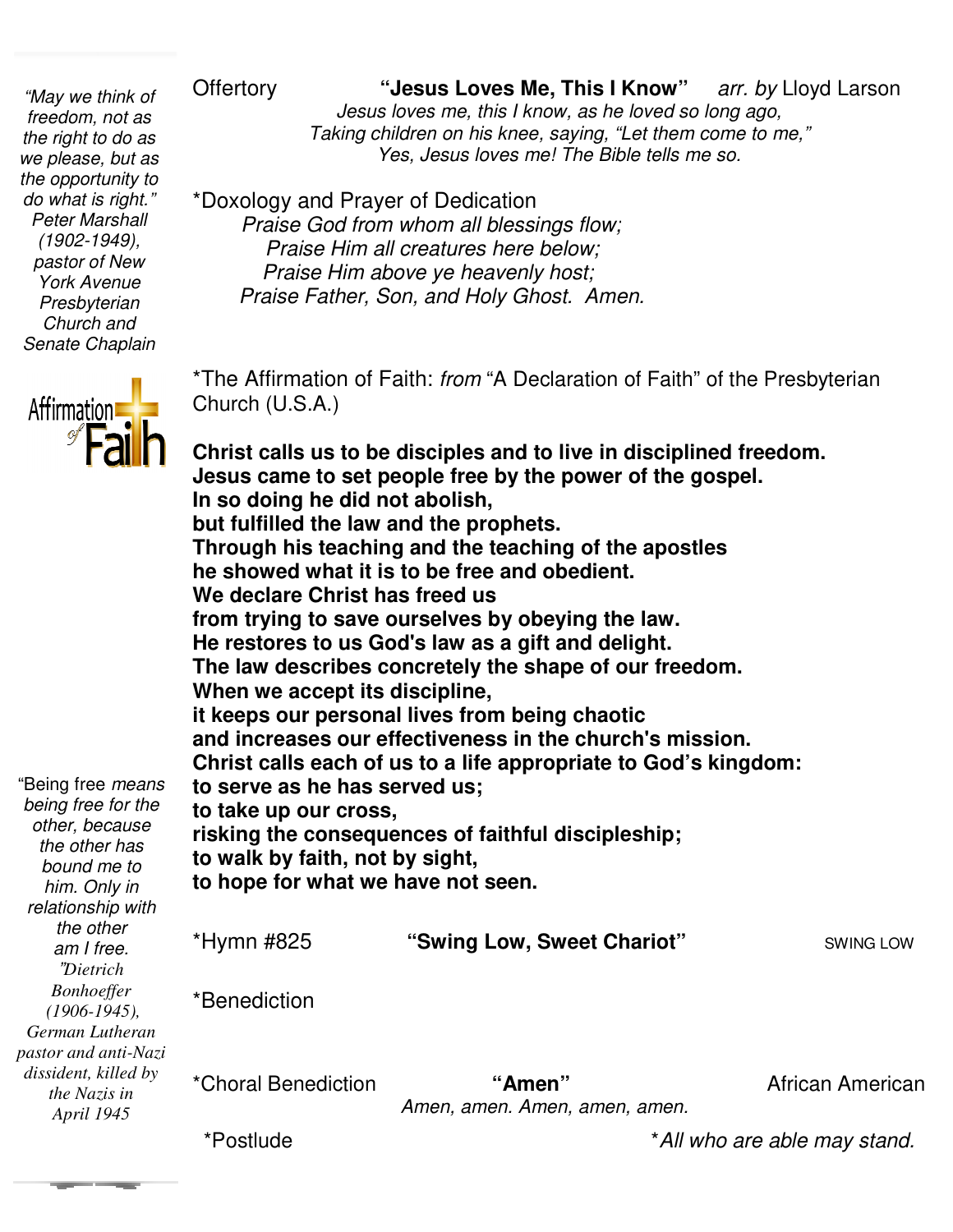*"May we think of freedom, not as the right to do as we please, but as the opportunity to do what is right."* *Peter Marshall (1902-1949), pastor of New York Avenue Presbyterian Church and Senate Chaplain*

Offertory **"Jesus Loves Me, This I Know"** *arr. by* Lloyd Larson

*Jesus loves me, this I know, as he loved so long ago,*
*Taking children on his knee, saying, "Let them come to me,"*
*Yes, Jesus loves me! The Bible tells me so.*

*Doxology and Prayer of Dedication

*Praise God from whom all blessings flow;*
*Praise Him all creatures here below;*
*Praise Him above ye heavenly host;*
*Praise Father, Son, and Holy Ghost. Amen.*

Affirmation of Faith

*The Affirmation of Faith: *from* "A Declaration of Faith" of the Presbyterian Church (U.S.A.)

**Christ calls us to be disciples and to live in disciplined freedom.**
**Jesus came to set people free by the power of the gospel.**
**In so doing he did not abolish,**
**but fulfilled the law and the prophets.**
**Through his teaching and the teaching of the apostles**
**he showed what it is to be free and obedient.**
**We declare Christ has freed us**
**from trying to save ourselves by obeying the law.**
**He restores to us God's law as a gift and delight.**
**The law describes concretely the shape of our freedom.**
**When we accept its discipline,**
**it keeps our personal lives from being chaotic**
**and increases our effectiveness in the church's mission.**
**Christ calls each of us to a life appropriate to God's kingdom:**
**to serve as he has served us;**
**to take up our cross,**
**risking the consequences of faithful discipleship;**
**to walk by faith, not by sight,**
**to hope for what we have not seen.**

"Being free *means being free for the other, because the other has bound me to him. Only in relationship with the other am I free.*" *Dietrich Bonhoeffer (1906-1945), German Lutheran pastor and anti-Nazi dissident, killed by the Nazis in April 1945*

*Hymn #825 **"Swing Low, Sweet Chariot"** SWING LOW

*Benediction

*Choral Benediction **"Amen"** African American

*Amen, amen. Amen, amen, amen.*

*Postlude

**All who are able may stand.*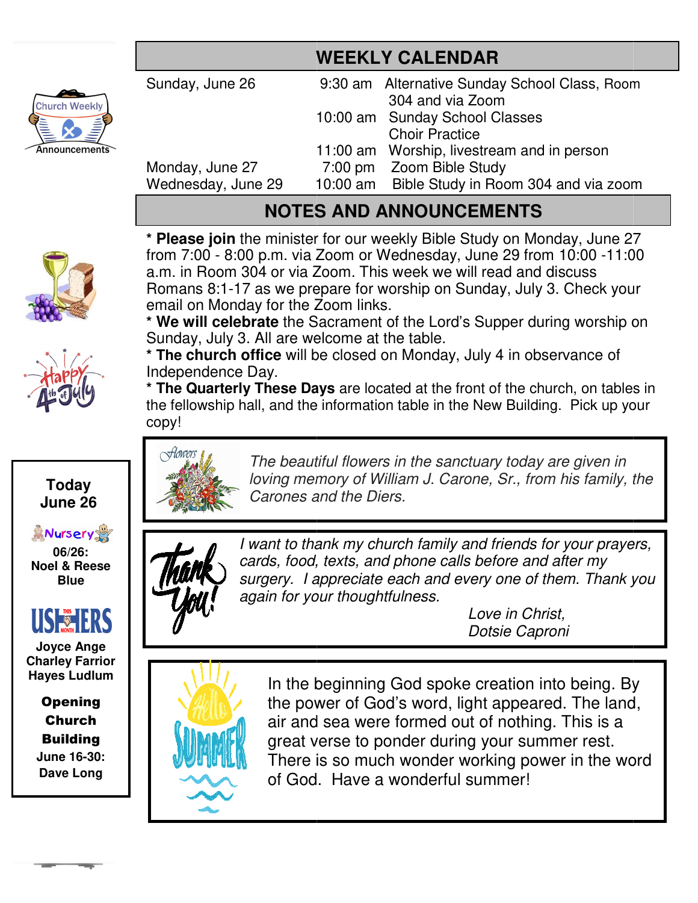## WEEKLY CALENDAR

| | | |
|---|---|---|
| Sunday, June 26 | 9:30 am | Alternative Sunday School Class, Room 304 and via Zoom |
| | 10:00 am | Sunday School Classes |
| | | Choir Practice |
| | 11:00 am | Worship, livestream and in person |
| Monday, June 27 | 7:00 pm | Zoom Bible Study |
| Wednesday, June 29 | 10:00 am | Bible Study in Room 304 and via zoom |

## NOTES AND ANNOUNCEMENTS

* **Please join** the minister for our weekly Bible Study on Monday, June 27 from 7:00 - 8:00 p.m. via Zoom or Wednesday, June 29 from 10:00 -11:00 a.m. in Room 304 or via Zoom. This week we will read and discuss Romans 8:1-17 as we prepare for worship on Sunday, July 3. Check your email on Monday for the Zoom links.

* **We will celebrate** the Sacrament of the Lord's Supper during worship on Sunday, July 3. All are welcome at the table.

* **The church office** will be closed on Monday, July 4 in observance of Independence Day.

* **The Quarterly These Days** are located at the front of the church, on tables in the fellowship hall, and the information table in the New Building. Pick up your copy!

*The beautiful flowers in the sanctuary today are given in loving memory of William J. Carone, Sr., from his family, the Carones and the Diers.*

*I want to thank my church family and friends for your prayers, cards, food, texts, and phone calls before and after my surgery. I appreciate each and every one of them. Thank you again for your thoughtfulness.*

*Love in Christ,*
*Dotsie Caproni*

In the beginning God spoke creation into being. By the power of God's word, light appeared. The land, air and sea were formed out of nothing. This is a great verse to ponder during your summer rest. There is so much wonder working power in the word of God. Have a wonderful summer!

**Today June 26**

**Nursery**
**06/26:**
**Noel & Reese Blue**

**USHERS**
**Joyce Ange**
**Charley Farrior**
**Hayes Ludlum**

**Opening Church Building**
**June 16-30:**
**Dave Long**